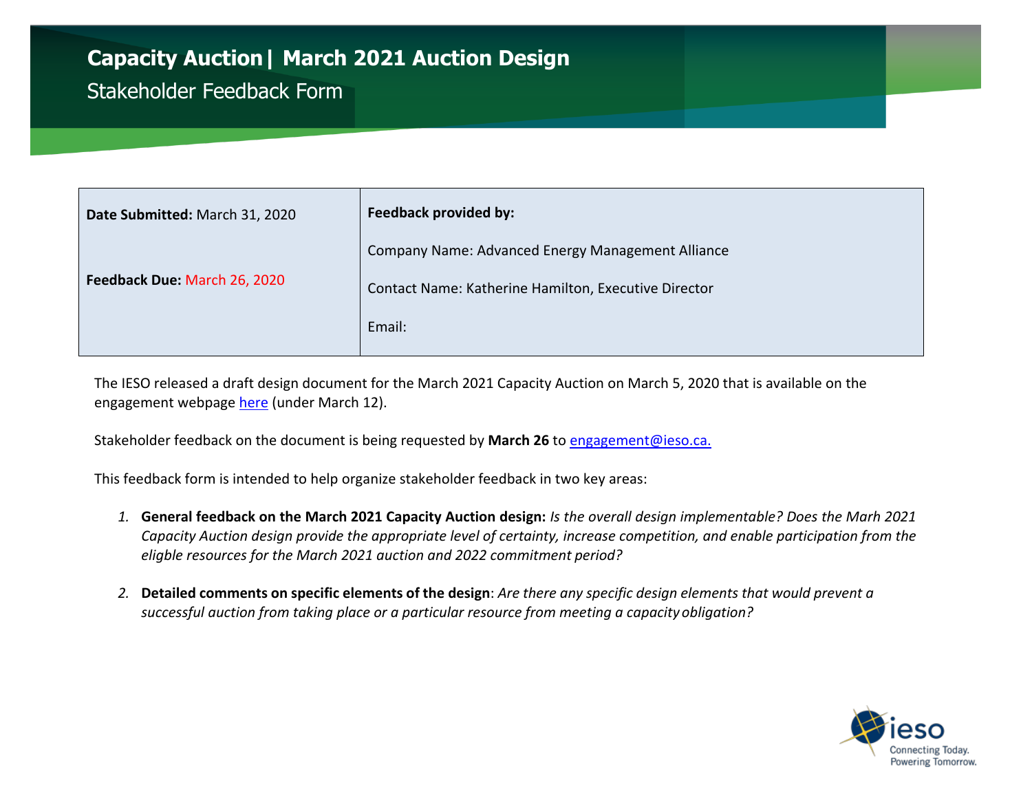# Capacity Auction | March 2021 Auction Design

## Stakeholder Feedback Form

| **Date Submitted:** March 31, 2020<br><br>**Feedback Due:** March 26, 2020 | **Feedback provided by:**<br><br>Company Name: Advanced Energy Management Alliance<br><br>Contact Name: Katherine Hamilton, Executive Director<br><br>Email: |
|---|---|

The IESO released a draft design document for the March 2021 Capacity Auction on March 5, 2020 that is available on the engagement webpage here (under March 12).

Stakeholder feedback on the document is being requested by **March 26** to engagement@ieso.ca.

This feedback form is intended to help organize stakeholder feedback in two key areas:

1. **General feedback on the March 2021 Capacity Auction design:** *Is the overall design implementable? Does the Marh 2021 Capacity Auction design provide the appropriate level of certainty, increase competition, and enable participation from the eligble resources for the March 2021 auction and 2022 commitment period?*

2. **Detailed comments on specific elements of the design**: *Are there any specific design elements that would prevent a successful auction from taking place or a particular resource from meeting a capacity obligation?*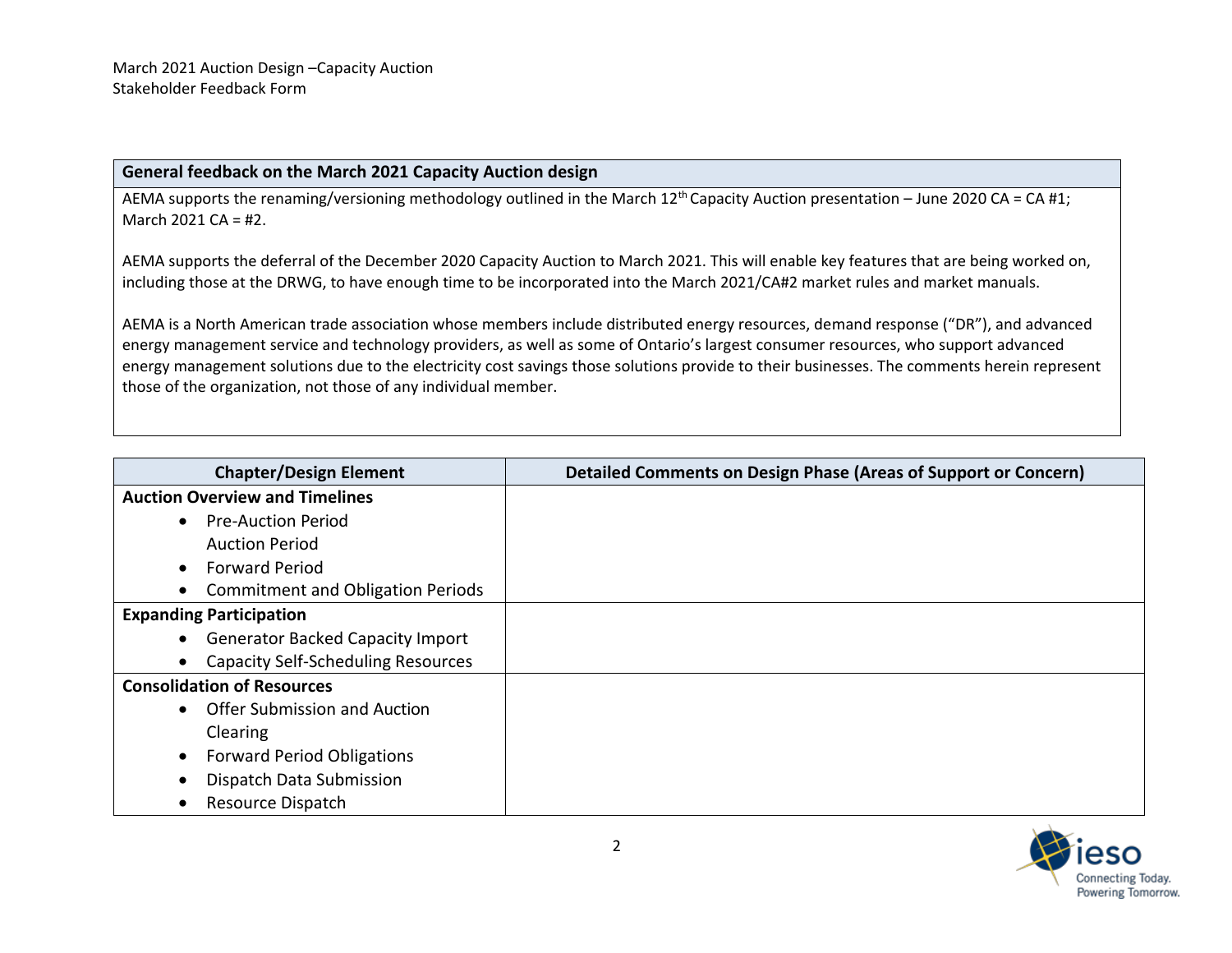March 2021 Auction Design –Capacity Auction
Stakeholder Feedback Form

| General feedback on the March 2021 Capacity Auction design |
| --- |
| AEMA supports the renaming/versioning methodology outlined in the March 12th Capacity Auction presentation – June 2020 CA = CA #1; March 2021 CA = #2.<br><br>AEMA supports the deferral of the December 2020 Capacity Auction to March 2021. This will enable key features that are being worked on, including those at the DRWG, to have enough time to be incorporated into the March 2021/CA#2 market rules and market manuals.<br><br>AEMA is a North American trade association whose members include distributed energy resources, demand response ("DR"), and advanced energy management service and technology providers, as well as some of Ontario's largest consumer resources, who support advanced energy management solutions due to the electricity cost savings those solutions provide to their businesses. The comments herein represent those of the organization, not those of any individual member. |

| Chapter/Design Element | Detailed Comments on Design Phase (Areas of Support or Concern) |
| --- | --- |
| **Auction Overview and Timelines**<br>• Pre-Auction Period<br>Auction Period<br>• Forward Period<br>• Commitment and Obligation Periods | |
| **Expanding Participation**<br>• Generator Backed Capacity Import<br>• Capacity Self-Scheduling Resources | |
| **Consolidation of Resources**<br>• Offer Submission and Auction Clearing<br>• Forward Period Obligations<br>• Dispatch Data Submission<br>• Resource Dispatch | |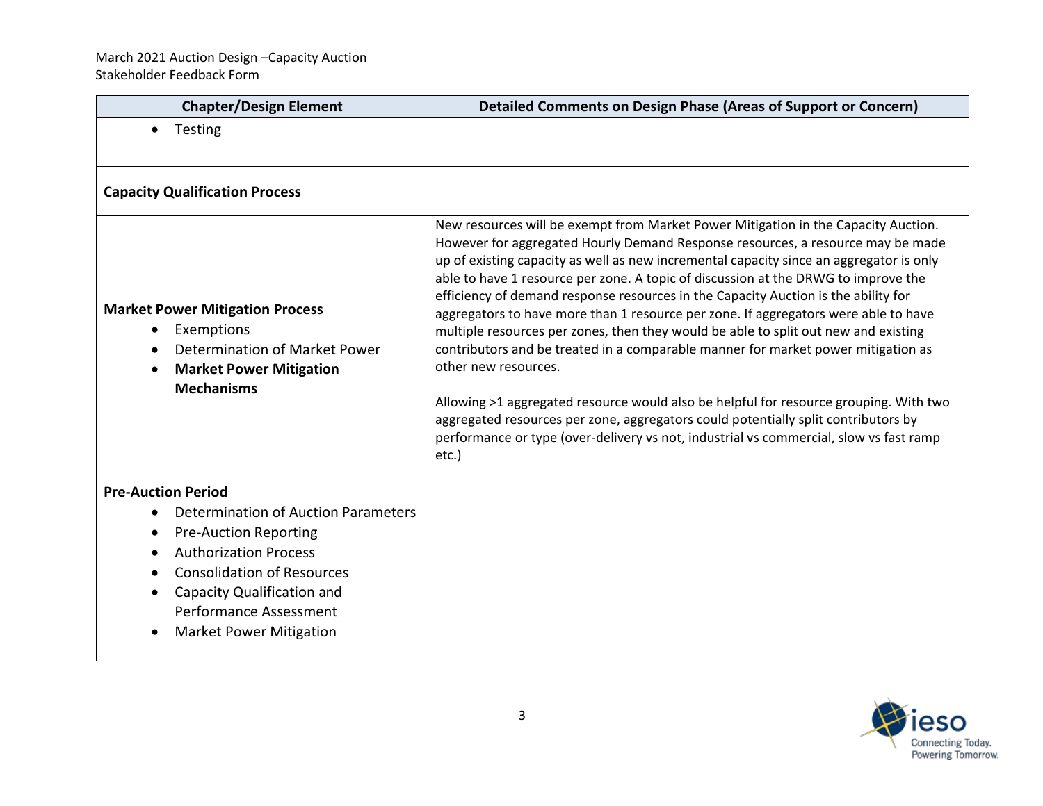| Chapter/Design Element | Detailed Comments on Design Phase (Areas of Support or Concern) |
| --- | --- |
| • Testing | |
| **Capacity Qualification Process** | |
| **Market Power Mitigation Process**<br>• Exemptions<br>• Determination of Market Power<br>• **Market Power Mitigation Mechanisms** | New resources will be exempt from Market Power Mitigation in the Capacity Auction. However for aggregated Hourly Demand Response resources, a resource may be made up of existing capacity as well as new incremental capacity since an aggregator is only able to have 1 resource per zone. A topic of discussion at the DRWG to improve the efficiency of demand response resources in the Capacity Auction is the ability for aggregators to have more than 1 resource per zone. If aggregators were able to have multiple resources per zones, then they would be able to split out new and existing contributors and be treated in a comparable manner for market power mitigation as other new resources.<br><br>Allowing >1 aggregated resource would also be helpful for resource grouping. With two aggregated resources per zone, aggregators could potentially split contributors by performance or type (over-delivery vs not, industrial vs commercial, slow vs fast ramp etc.) |
| **Pre-Auction Period**<br>• Determination of Auction Parameters<br>• Pre-Auction Reporting<br>• Authorization Process<br>• Consolidation of Resources<br>• Capacity Qualification and Performance Assessment<br>• Market Power Mitigation | |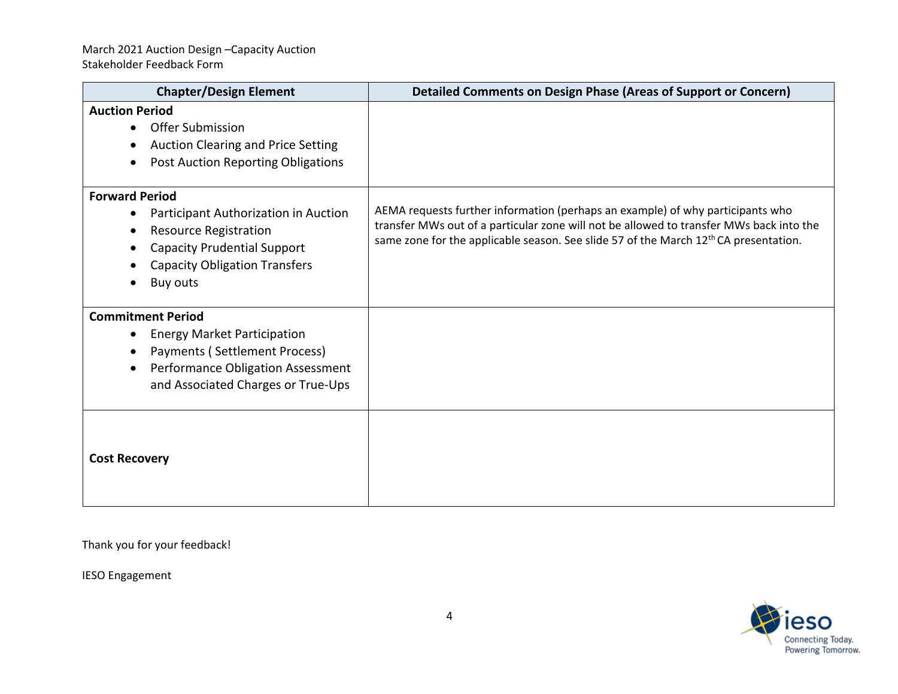| Chapter/Design Element | Detailed Comments on Design Phase (Areas of Support or Concern) |
| --- | --- |
| **Auction Period**<br>• Offer Submission<br>• Auction Clearing and Price Setting<br>• Post Auction Reporting Obligations | |
| **Forward Period**<br>• Participant Authorization in Auction<br>• Resource Registration<br>• Capacity Prudential Support<br>• Capacity Obligation Transfers<br>• Buy outs | AEMA requests further information (perhaps an example) of why participants who transfer MWs out of a particular zone will not be allowed to transfer MWs back into the same zone for the applicable season. See slide 57 of the March 12th CA presentation. |
| **Commitment Period**<br>• Energy Market Participation<br>• Payments ( Settlement Process)<br>• Performance Obligation Assessment and Associated Charges or True-Ups | |
| **Cost Recovery** | |

Thank you for your feedback!

IESO Engagement